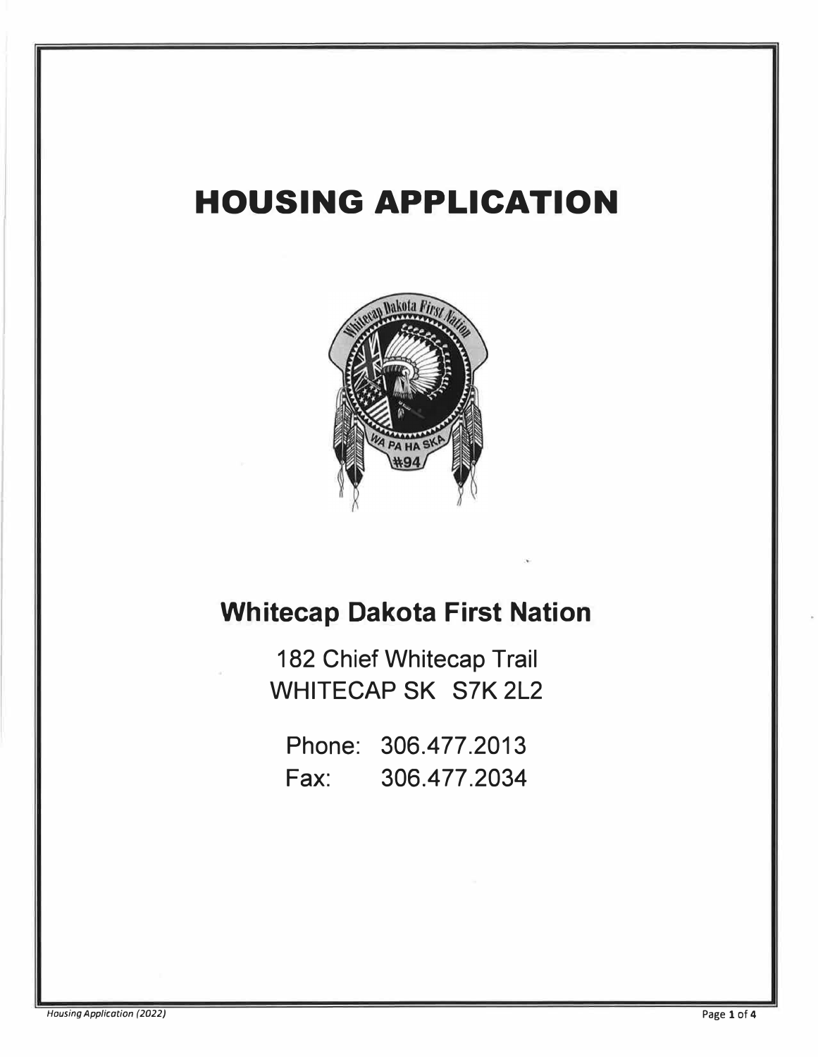# HOUSING APPLICATION

## Whitecap Dakota First Nation

182 Chief Whitecap Trail
WHITECAP SK S7K 2L2

Phone: 306.477.2013
Fax: 306.477.2034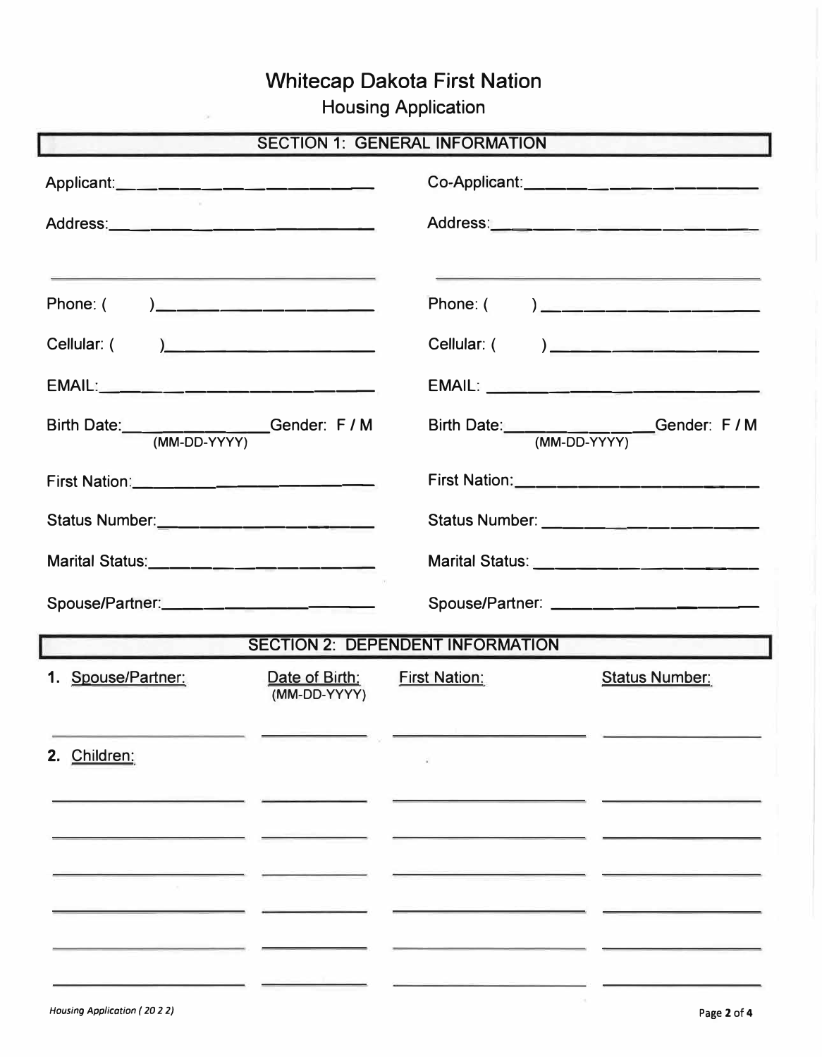# Whitecap Dakota First Nation

## Housing Application

## SECTION 1: GENERAL INFORMATION

| Applicant | Co-Applicant |
| --- | --- |
| Applicant: ______________________ | Co-Applicant: ______________________ |
| Address: ______________________ | Address: ______________________ |
| ______________________ | ______________________ |
| Phone: (     ) ______________________ | Phone: (     ) ______________________ |
| Cellular: (     ) ______________________ | Cellular: (     ) ______________________ |
| EMAIL: ______________________ | EMAIL: ______________________ |
| Birth Date: ____________ (MM-DD-YYYY) Gender: F / M | Birth Date: ____________ (MM-DD-YYYY) Gender: F / M |
| First Nation: ______________________ | First Nation: ______________________ |
| Status Number: ______________________ | Status Number: ______________________ |
| Marital Status: ______________________ | Marital Status: ______________________ |
| Spouse/Partner: ______________________ | Spouse/Partner: ______________________ |

## SECTION 2: DEPENDENT INFORMATION

| 1. Spouse/Partner: | Date of Birth: (MM-DD-YYYY) | First Nation: | Status Number: |
| --- | --- | --- | --- |
| ______________________ | ____________ | ______________________ | ______________________ |

| 2. Children: | Date of Birth: (MM-DD-YYYY) | First Nation: | Status Number: |
| --- | --- | --- | --- |
| ______________________ | ____________ | ______________________ | ______________________ |
| ______________________ | ____________ | ______________________ | ______________________ |
| ______________________ | ____________ | ______________________ | ______________________ |
| ______________________ | ____________ | ______________________ | ______________________ |
| ______________________ | ____________ | ______________________ | ______________________ |
| ______________________ | ____________ | ______________________ | ______________________ |

*Housing Application ( 20 2 2)*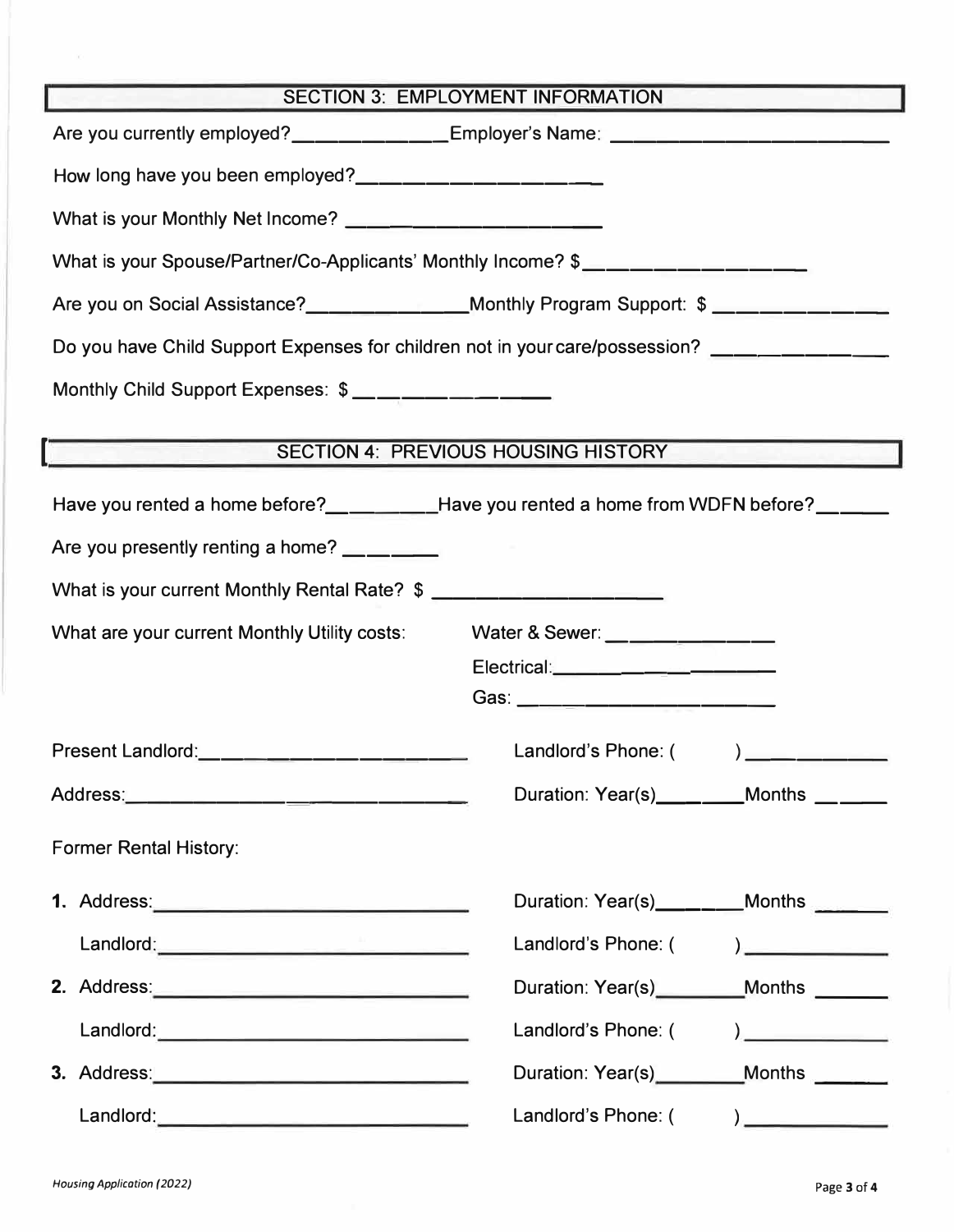## SECTION 3: EMPLOYMENT INFORMATION

Are you currently employed?______________ Employer's Name: ___________________________

How long have you been employed?______________________

What is your Monthly Net Income? ________________________

What is your Spouse/Partner/Co-Applicants' Monthly Income? $____________________

Are you on Social Assistance?________________ Monthly Program Support: $ _______________

Do you have Child Support Expenses for children not in your care/possession? ______________

Monthly Child Support Expenses: $ _________________

## SECTION 4: PREVIOUS HOUSING HISTORY

Have you rented a home before?__________ Have you rented a home from WDFN before?______

Are you presently renting a home? ________

What is your current Monthly Rental Rate? $ ______________________

What are your current Monthly Utility costs:

- Water & Sewer: _______________
- Electrical: _______________
- Gas: _______________

Present Landlord: ________________________ Landlord's Phone: ( ) ______________

Address: ________________________________ Duration: Year(s)________ Months ______

Former Rental History:

1. Address: ______________________________ Duration: Year(s)________ Months _______

   Landlord: ______________________________ Landlord's Phone: ( ) ______________

2. Address: ______________________________ Duration: Year(s)________ Months _______

   Landlord: ______________________________ Landlord's Phone: ( ) ______________

3. Address: ______________________________ Duration: Year(s)________ Months _______

   Landlord: ______________________________ Landlord's Phone: ( ) ______________

*Housing Application (2022)*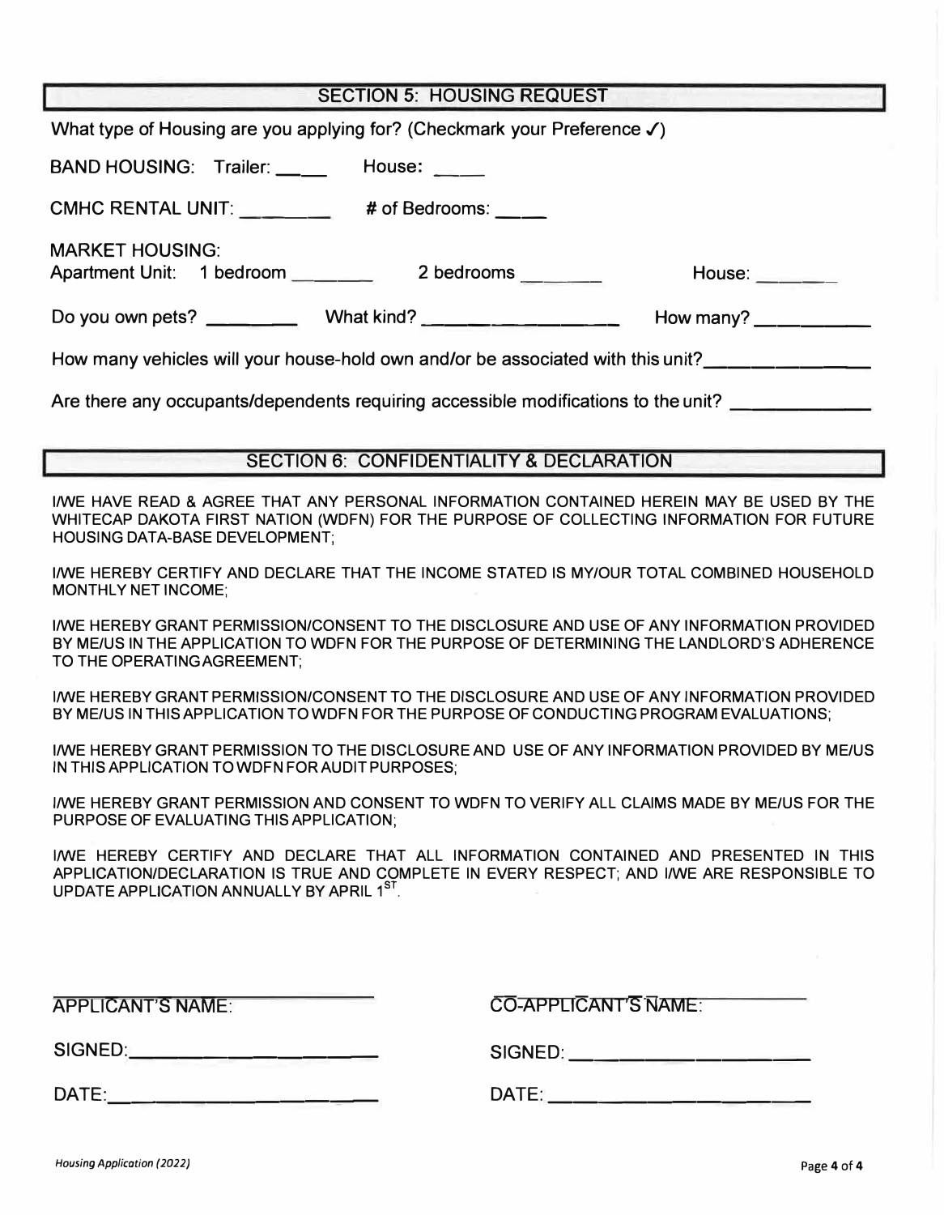## SECTION 5: HOUSING REQUEST

What type of Housing are you applying for? (Checkmark your Preference ✓)

BAND HOUSING: Trailer: _____ House: _____

CMHC RENTAL UNIT: _________ # of Bedrooms: _____

MARKET HOUSING:
Apartment Unit: 1 bedroom ________ 2 bedrooms ________ House: ________

Do you own pets? _________ What kind? ___________________ How many? ___________

How many vehicles will your house-hold own and/or be associated with this unit? _______________

Are there any occupants/dependents requiring accessible modifications to the unit? _____________

## SECTION 6: CONFIDENTIALITY & DECLARATION

I/WE HAVE READ & AGREE THAT ANY PERSONAL INFORMATION CONTAINED HEREIN MAY BE USED BY THE WHITECAP DAKOTA FIRST NATION (WDFN) FOR THE PURPOSE OF COLLECTING INFORMATION FOR FUTURE HOUSING DATA-BASE DEVELOPMENT;

I/WE HEREBY CERTIFY AND DECLARE THAT THE INCOME STATED IS MY/OUR TOTAL COMBINED HOUSEHOLD MONTHLY NET INCOME;

I/WE HEREBY GRANT PERMISSION/CONSENT TO THE DISCLOSURE AND USE OF ANY INFORMATION PROVIDED BY ME/US IN THE APPLICATION TO WDFN FOR THE PURPOSE OF DETERMINING THE LANDLORD'S ADHERENCE TO THE OPERATING AGREEMENT;

I/WE HEREBY GRANT PERMISSION/CONSENT TO THE DISCLOSURE AND USE OF ANY INFORMATION PROVIDED BY ME/US IN THIS APPLICATION TO WDFN FOR THE PURPOSE OF CONDUCTING PROGRAM EVALUATIONS;

I/WE HEREBY GRANT PERMISSION TO THE DISCLOSURE AND USE OF ANY INFORMATION PROVIDED BY ME/US IN THIS APPLICATION TO WDFN FOR AUDIT PURPOSES;

I/WE HEREBY GRANT PERMISSION AND CONSENT TO WDFN TO VERIFY ALL CLAIMS MADE BY ME/US FOR THE PURPOSE OF EVALUATING THIS APPLICATION;

I/WE HEREBY CERTIFY AND DECLARE THAT ALL INFORMATION CONTAINED AND PRESENTED IN THIS APPLICATION/DECLARATION IS TRUE AND COMPLETE IN EVERY RESPECT; AND I/WE ARE RESPONSIBLE TO UPDATE APPLICATION ANNUALLY BY APRIL 1ST.

APPLICANT'S NAME: ______________________

SIGNED: ______________________

DATE: ______________________

CO-APPLICANT'S NAME: ______________________

SIGNED: ______________________

DATE: ______________________

*Housing Application (2022)*